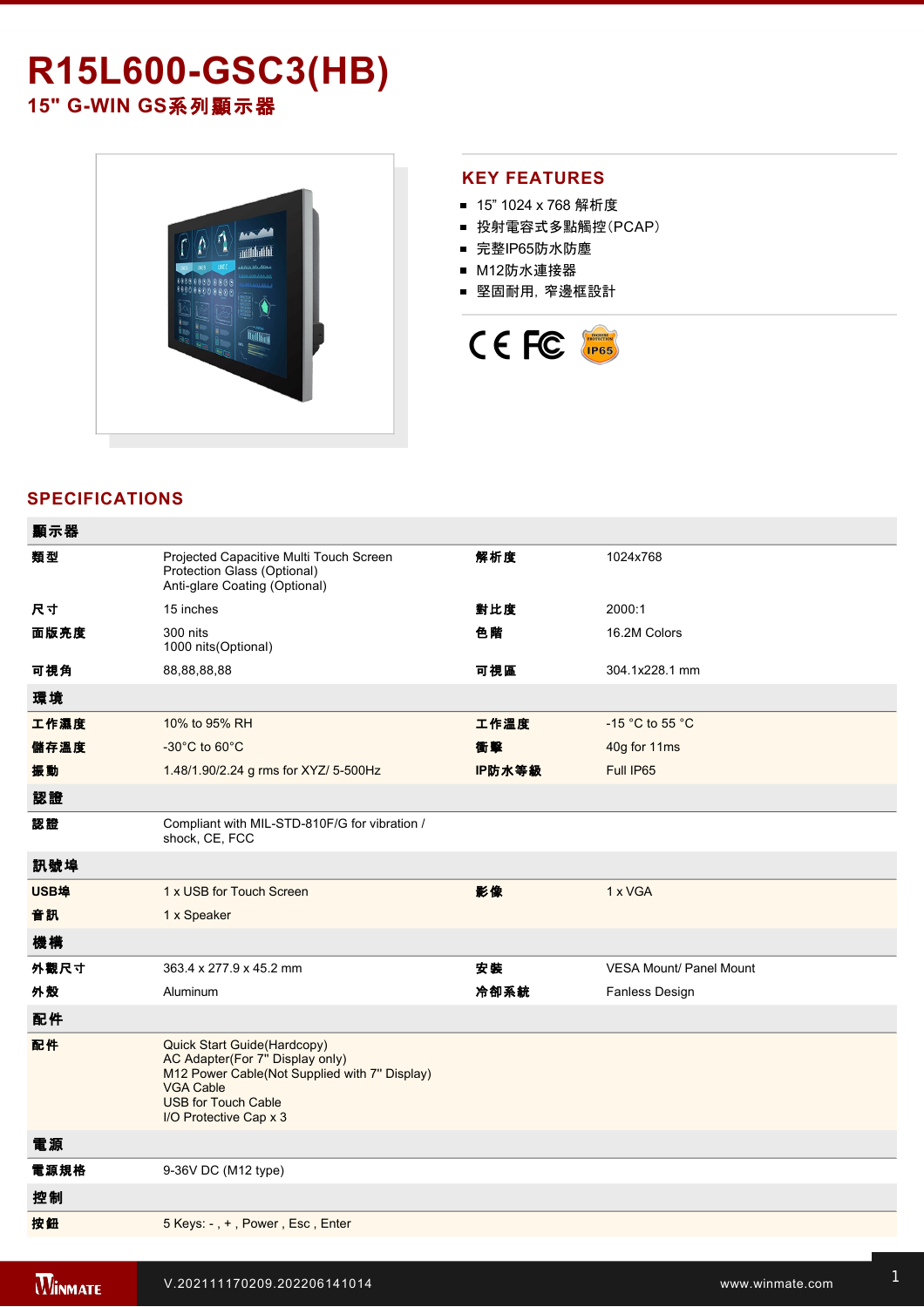# R15L600-GSC3(HB)

## 15" G-WIN GS系列顯示器

## KEY FEATURES

- 15" 1024 x 768 解析度
- 投射電容式多點觸控(PCAP)
- 完整IP65防水防塵
- M12防水連接器
- 堅固耐用, 窄邊框設計

## SPECIFICATIONS

| 顯示器 | | | |
|---|---|---|---|
| 類型 | Projected Capacitive Multi Touch Screen<br>Protection Glass (Optional)<br>Anti-glare Coating (Optional) | 解析度 | 1024x768 |
| 尺寸 | 15 inches | 對比度 | 2000:1 |
| 面版亮度 | 300 nits<br>1000 nits(Optional) | 色階 | 16.2M Colors |
| 可視角 | 88,88,88,88 | 可視區 | 304.1x228.1 mm |
| **環境** | | | |
| 工作濕度 | 10% to 95% RH | 工作溫度 | -15 °C to 55 °C |
| 儲存溫度 | -30°C to 60°C | 衝擊 | 40g for 11ms |
| 振動 | 1.48/1.90/2.24 g rms for XYZ/ 5-500Hz | IP防水等級 | Full IP65 |
| **認證** | | | |
| 認證 | Compliant with MIL-STD-810F/G for vibration / shock, CE, FCC | | |
| **訊號埠** | | | |
| USB埠 | 1 x USB for Touch Screen | 影像 | 1 x VGA |
| 音訊 | 1 x Speaker | | |
| **機構** | | | |
| 外觀尺寸 | 363.4 x 277.9 x 45.2 mm | 安裝 | VESA Mount/ Panel Mount |
| 外殼 | Aluminum | 冷卻系統 | Fanless Design |
| **配件** | | | |
| 配件 | Quick Start Guide(Hardcopy)<br>AC Adapter(For 7" Display only)<br>M12 Power Cable(Not Supplied with 7" Display)<br>VGA Cable<br>USB for Touch Cable<br>I/O Protective Cap x 3 | | |
| **電源** | | | |
| 電源規格 | 9-36V DC (M12 type) | | |
| **控制** | | | |
| 按鈕 | 5 Keys: - , + , Power , Esc , Enter | | |

V.202111170209.202206141014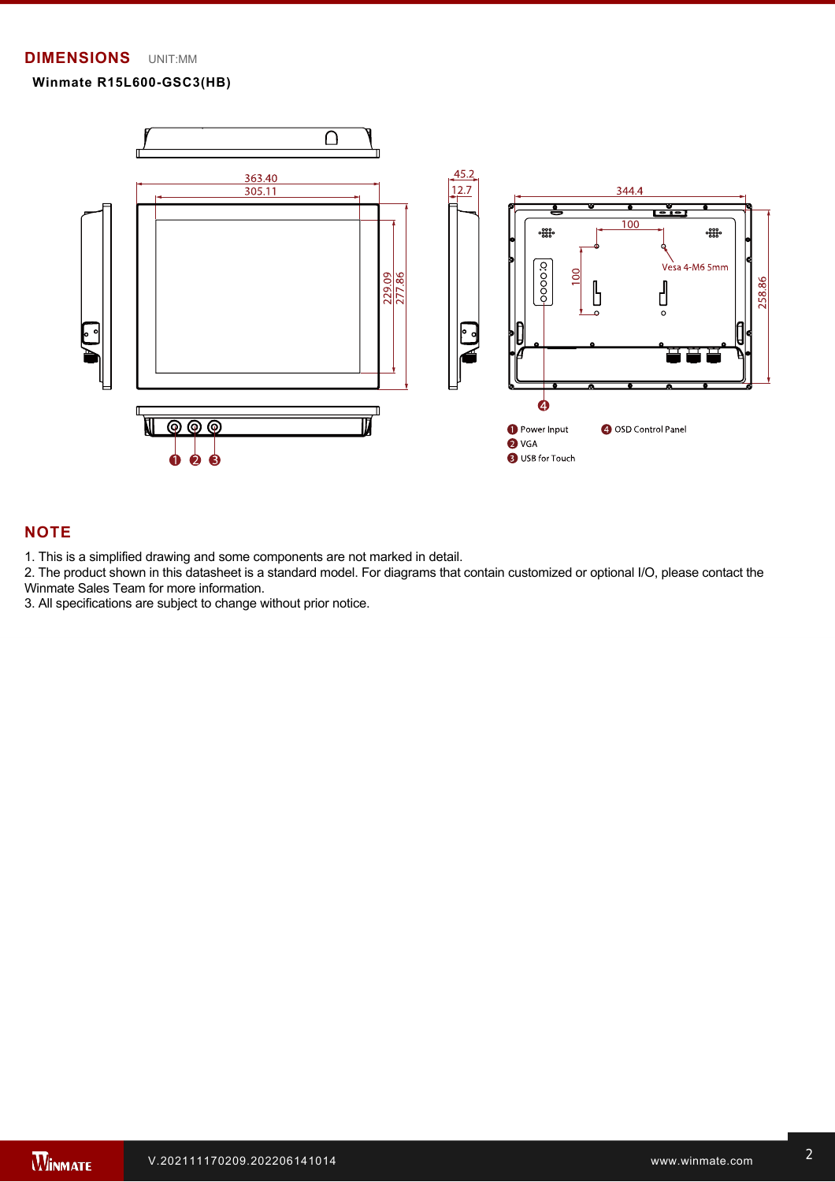## DIMENSIONS UNIT:MM

**Winmate R15L600-GSC3(HB)**

363.40
305.11
229.09
277.86
45.2
12.7
344.4
100
100
Vesa 4-M6 5mm
258.86

1 Power Input
2 VGA
3 USB for Touch
4 OSD Control Panel

## NOTE

1. This is a simplified drawing and some components are not marked in detail.
2. The product shown in this datasheet is a standard model. For diagrams that contain customized or optional I/O, please contact the Winmate Sales Team for more information.
3. All specifications are subject to change without prior notice.